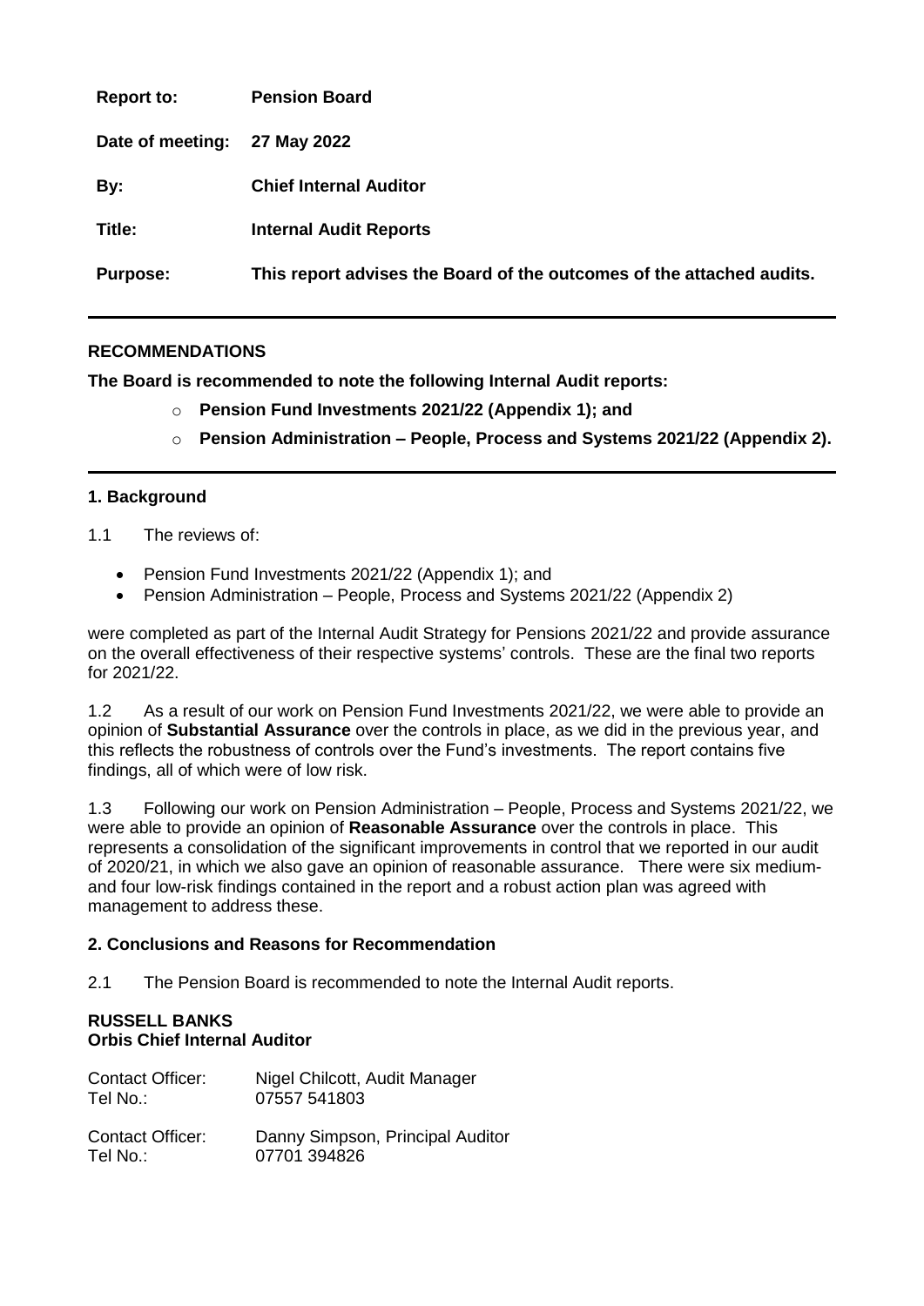| | |
|---|---|
| **Report to:** | **Pension Board** |
| **Date of meeting:** | **27 May 2022** |
| **By:** | **Chief Internal Auditor** |
| **Title:** | **Internal Audit Reports** |
| **Purpose:** | **This report advises the Board of the outcomes of the attached audits.** |

---

**RECOMMENDATIONS**

**The Board is recommended to note the following Internal Audit reports:**

- **Pension Fund Investments 2021/22 (Appendix 1); and**
- **Pension Administration – People, Process and Systems 2021/22 (Appendix 2).**

---

**1. Background**

1.1 The reviews of:

- Pension Fund Investments 2021/22 (Appendix 1); and
- Pension Administration – People, Process and Systems 2021/22 (Appendix 2)

were completed as part of the Internal Audit Strategy for Pensions 2021/22 and provide assurance on the overall effectiveness of their respective systems' controls. These are the final two reports for 2021/22.

1.2 As a result of our work on Pension Fund Investments 2021/22, we were able to provide an opinion of **Substantial Assurance** over the controls in place, as we did in the previous year, and this reflects the robustness of controls over the Fund's investments. The report contains five findings, all of which were of low risk.

1.3 Following our work on Pension Administration – People, Process and Systems 2021/22, we were able to provide an opinion of **Reasonable Assurance** over the controls in place. This represents a consolidation of the significant improvements in control that we reported in our audit of 2020/21, in which we also gave an opinion of reasonable assurance. There were six medium- and four low-risk findings contained in the report and a robust action plan was agreed with management to address these.

**2. Conclusions and Reasons for Recommendation**

2.1 The Pension Board is recommended to note the Internal Audit reports.

**RUSSELL BANKS**
**Orbis Chief Internal Auditor**

| | |
|---|---|
| Contact Officer: | Nigel Chilcott, Audit Manager |
| Tel No.: | 07557 541803 |
| Contact Officer: | Danny Simpson, Principal Auditor |
| Tel No.: | 07701 394826 |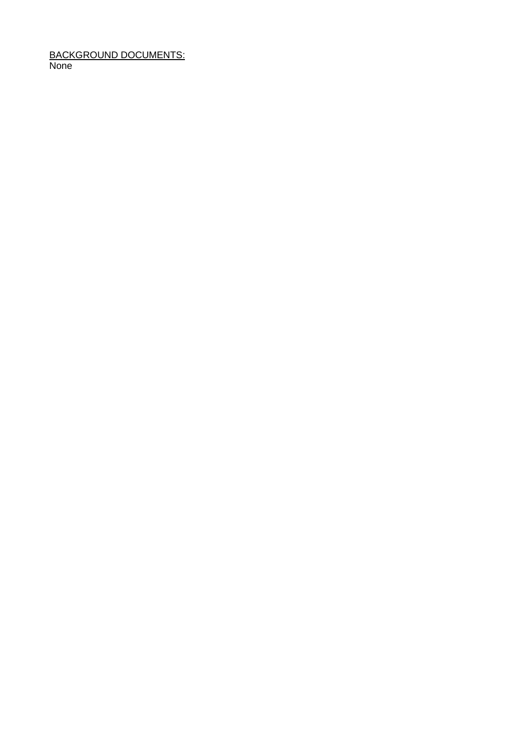BACKGROUND DOCUMENTS:

None